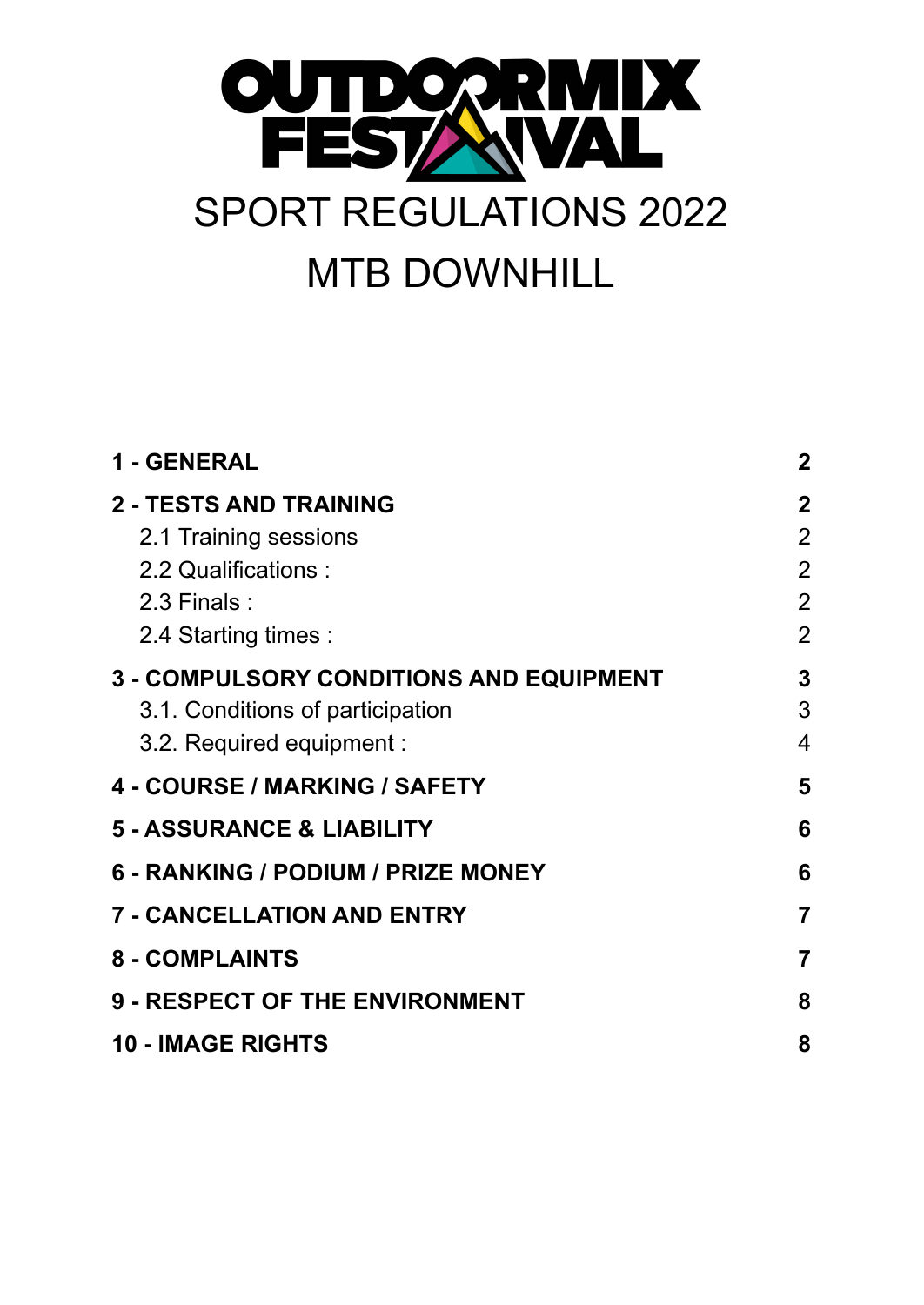# OUTDOORMIX FESTIVAL

# SPORT REGULATIONS 2022

# MTB DOWNHILL

| | |
|---|---|
| **1 - GENERAL** | **2** |
| **2 - TESTS AND TRAINING** | **2** |
| 2.1 Training sessions | 2 |
| 2.2 Qualifications : | 2 |
| 2.3 Finals : | 2 |
| 2.4 Starting times : | 2 |
| **3 - COMPULSORY CONDITIONS AND EQUIPMENT** | **3** |
| 3.1. Conditions of participation | 3 |
| 3.2. Required equipment : | 4 |
| **4 - COURSE / MARKING / SAFETY** | **5** |
| **5 - ASSURANCE & LIABILITY** | **6** |
| **6 - RANKING / PODIUM / PRIZE MONEY** | **6** |
| **7 - CANCELLATION AND ENTRY** | **7** |
| **8 - COMPLAINTS** | **7** |
| **9 - RESPECT OF THE ENVIRONMENT** | **8** |
| **10 - IMAGE RIGHTS** | **8** |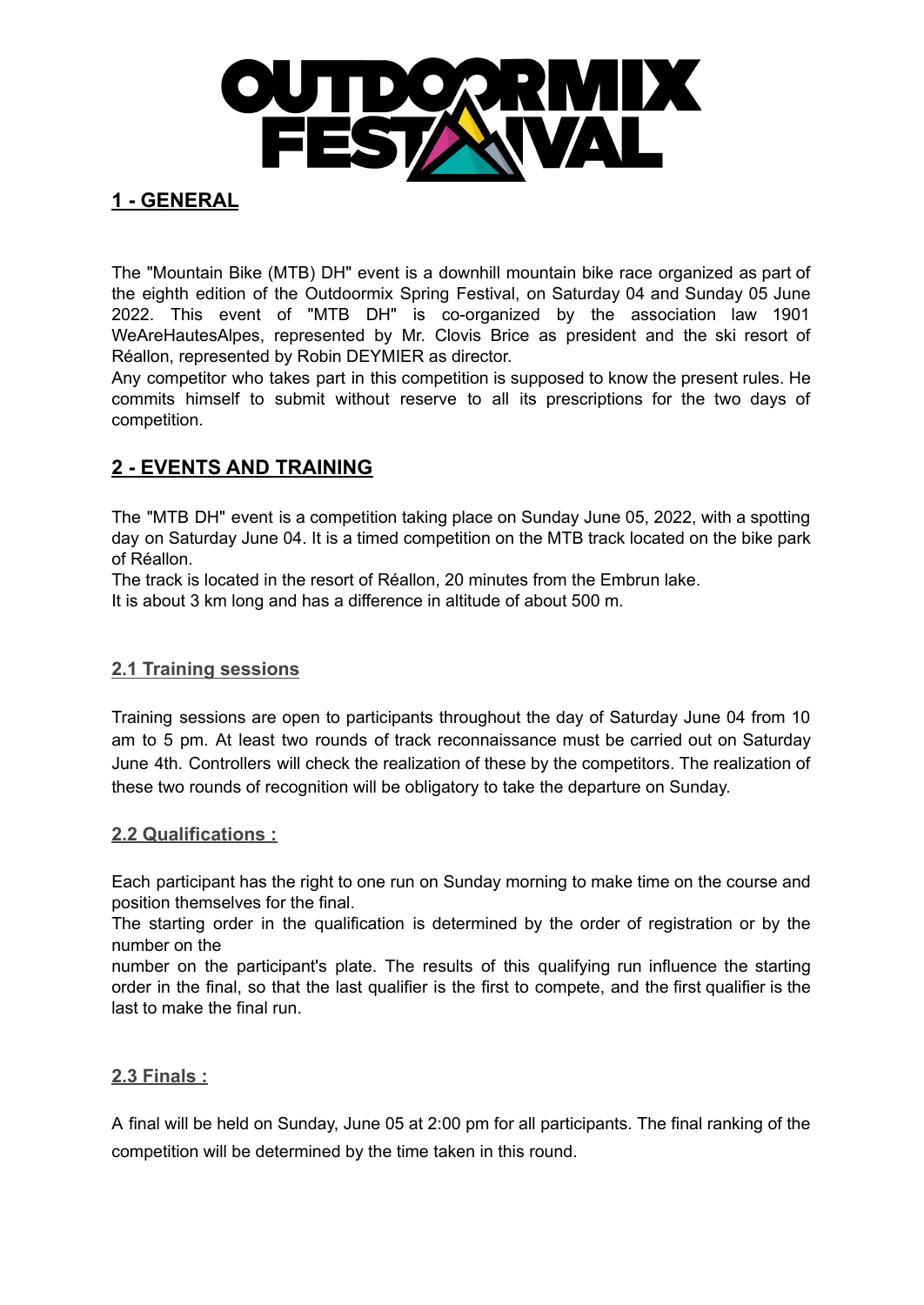## 1 - GENERAL

The "Mountain Bike (MTB) DH" event is a downhill mountain bike race organized as part of the eighth edition of the Outdoormix Spring Festival, on Saturday 04 and Sunday 05 June 2022. This event of "MTB DH" is co-organized by the association law 1901 WeAreHautesAlpes, represented by Mr. Clovis Brice as president and the ski resort of Réallon, represented by Robin DEYMIER as director.

Any competitor who takes part in this competition is supposed to know the present rules. He commits himself to submit without reserve to all its prescriptions for the two days of competition.

## 2 - EVENTS AND TRAINING

The "MTB DH" event is a competition taking place on Sunday June 05, 2022, with a spotting day on Saturday June 04. It is a timed competition on the MTB track located on the bike park of Réallon.

The track is located in the resort of Réallon, 20 minutes from the Embrun lake.

It is about 3 km long and has a difference in altitude of about 500 m.

### 2.1 Training sessions

Training sessions are open to participants throughout the day of Saturday June 04 from 10 am to 5 pm. At least two rounds of track reconnaissance must be carried out on Saturday June 4th. Controllers will check the realization of these by the competitors. The realization of these two rounds of recognition will be obligatory to take the departure on Sunday.

### 2.2 Qualifications :

Each participant has the right to one run on Sunday morning to make time on the course and position themselves for the final.

The starting order in the qualification is determined by the order of registration or by the number on the

number on the participant's plate. The results of this qualifying run influence the starting order in the final, so that the last qualifier is the first to compete, and the first qualifier is the last to make the final run.

### 2.3 Finals :

A final will be held on Sunday, June 05 at 2:00 pm for all participants. The final ranking of the competition will be determined by the time taken in this round.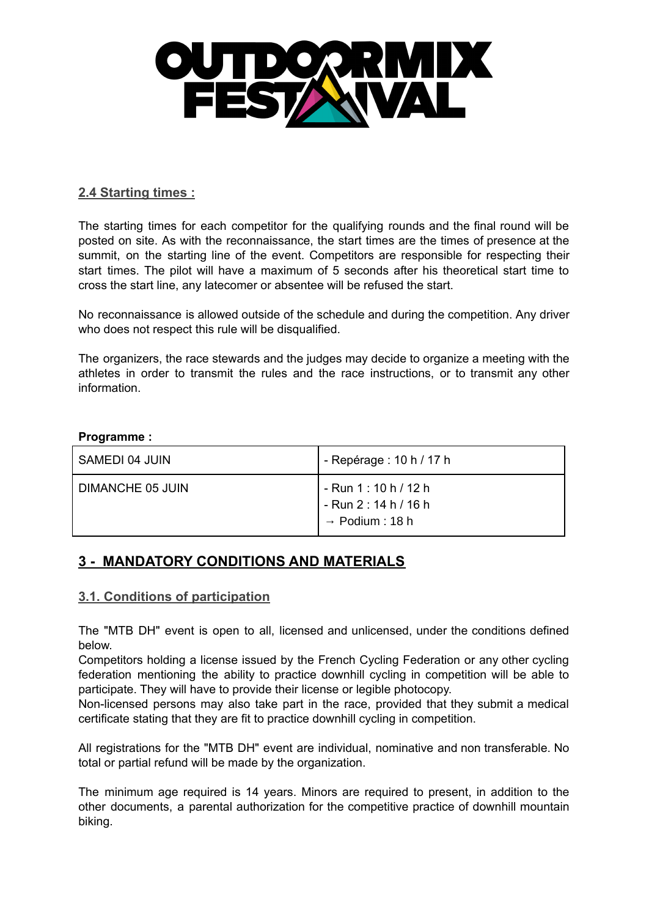### 2.4 Starting times :

The starting times for each competitor for the qualifying rounds and the final round will be posted on site. As with the reconnaissance, the start times are the times of presence at the summit, on the starting line of the event. Competitors are responsible for respecting their start times. The pilot will have a maximum of 5 seconds after his theoretical start time to cross the start line, any latecomer or absentee will be refused the start.

No reconnaissance is allowed outside of the schedule and during the competition. Any driver who does not respect this rule will be disqualified.

The organizers, the race stewards and the judges may decide to organize a meeting with the athletes in order to transmit the rules and the race instructions, or to transmit any other information.

**Programme :**

| SAMEDI 04 JUIN | - Repérage : 10 h / 17 h |
|---|---|
| DIMANCHE 05 JUIN | - Run 1 : 10 h / 12 h<br>- Run 2 : 14 h / 16 h<br>→ Podium : 18 h |

## 3 - MANDATORY CONDITIONS AND MATERIALS

### 3.1. Conditions of participation

The "MTB DH" event is open to all, licensed and unlicensed, under the conditions defined below.
Competitors holding a license issued by the French Cycling Federation or any other cycling federation mentioning the ability to practice downhill cycling in competition will be able to participate. They will have to provide their license or legible photocopy.
Non-licensed persons may also take part in the race, provided that they submit a medical certificate stating that they are fit to practice downhill cycling in competition.

All registrations for the "MTB DH" event are individual, nominative and non transferable. No total or partial refund will be made by the organization.

The minimum age required is 14 years. Minors are required to present, in addition to the other documents, a parental authorization for the competitive practice of downhill mountain biking.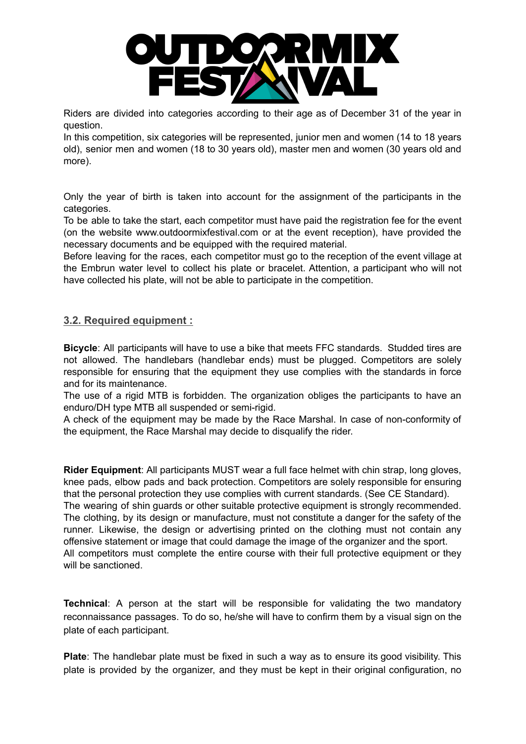Riders are divided into categories according to their age as of December 31 of the year in question.
In this competition, six categories will be represented, junior men and women (14 to 18 years old), senior men and women (18 to 30 years old), master men and women (30 years old and more).

Only the year of birth is taken into account for the assignment of the participants in the categories.
To be able to take the start, each competitor must have paid the registration fee for the event (on the website www.outdoormixfestival.com or at the event reception), have provided the necessary documents and be equipped with the required material.
Before leaving for the races, each competitor must go to the reception of the event village at the Embrun water level to collect his plate or bracelet. Attention, a participant who will not have collected his plate, will not be able to participate in the competition.

### 3.2. Required equipment :

**Bicycle**: All participants will have to use a bike that meets FFC standards. Studded tires are not allowed. The handlebars (handlebar ends) must be plugged. Competitors are solely responsible for ensuring that the equipment they use complies with the standards in force and for its maintenance.
The use of a rigid MTB is forbidden. The organization obliges the participants to have an enduro/DH type MTB all suspended or semi-rigid.
A check of the equipment may be made by the Race Marshal. In case of non-conformity of the equipment, the Race Marshal may decide to disqualify the rider.

**Rider Equipment**: All participants MUST wear a full face helmet with chin strap, long gloves, knee pads, elbow pads and back protection. Competitors are solely responsible for ensuring that the personal protection they use complies with current standards. (See CE Standard).
The wearing of shin guards or other suitable protective equipment is strongly recommended.
The clothing, by its design or manufacture, must not constitute a danger for the safety of the runner. Likewise, the design or advertising printed on the clothing must not contain any offensive statement or image that could damage the image of the organizer and the sport.
All competitors must complete the entire course with their full protective equipment or they will be sanctioned.

**Technical**: A person at the start will be responsible for validating the two mandatory reconnaissance passages. To do so, he/she will have to confirm them by a visual sign on the plate of each participant.

**Plate**: The handlebar plate must be fixed in such a way as to ensure its good visibility. This plate is provided by the organizer, and they must be kept in their original configuration, no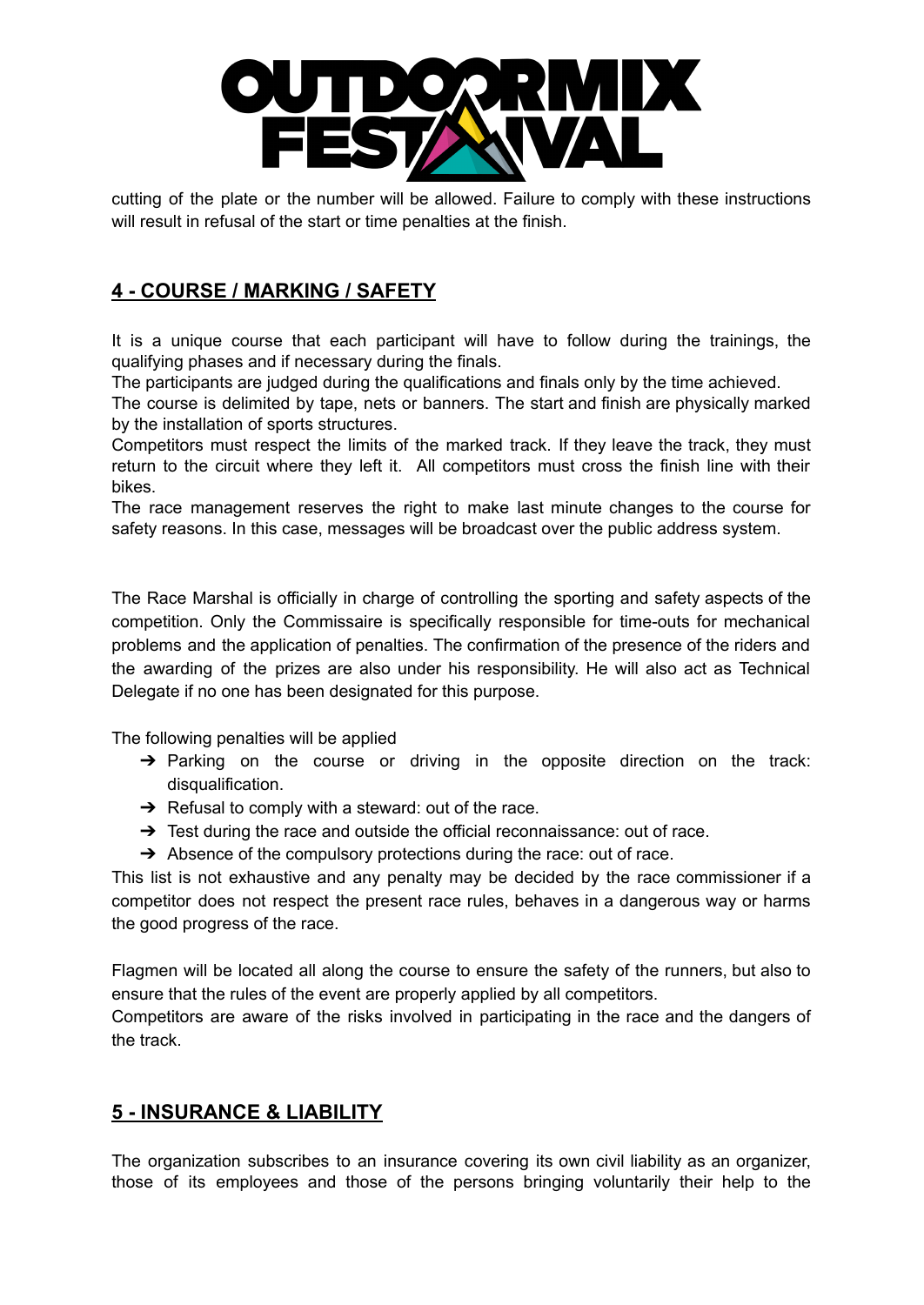cutting of the plate or the number will be allowed. Failure to comply with these instructions will result in refusal of the start or time penalties at the finish.

## 4 - COURSE / MARKING / SAFETY

It is a unique course that each participant will have to follow during the trainings, the qualifying phases and if necessary during the finals.
The participants are judged during the qualifications and finals only by the time achieved.
The course is delimited by tape, nets or banners. The start and finish are physically marked by the installation of sports structures.
Competitors must respect the limits of the marked track. If they leave the track, they must return to the circuit where they left it. All competitors must cross the finish line with their bikes.
The race management reserves the right to make last minute changes to the course for safety reasons. In this case, messages will be broadcast over the public address system.

The Race Marshal is officially in charge of controlling the sporting and safety aspects of the competition. Only the Commissaire is specifically responsible for time-outs for mechanical problems and the application of penalties. The confirmation of the presence of the riders and the awarding of the prizes are also under his responsibility. He will also act as Technical Delegate if no one has been designated for this purpose.

The following penalties will be applied

- ➔ Parking on the course or driving in the opposite direction on the track: disqualification.
- ➔ Refusal to comply with a steward: out of the race.
- ➔ Test during the race and outside the official reconnaissance: out of race.
- ➔ Absence of the compulsory protections during the race: out of race.

This list is not exhaustive and any penalty may be decided by the race commissioner if a competitor does not respect the present race rules, behaves in a dangerous way or harms the good progress of the race.

Flagmen will be located all along the course to ensure the safety of the runners, but also to ensure that the rules of the event are properly applied by all competitors.
Competitors are aware of the risks involved in participating in the race and the dangers of the track.

## 5 - INSURANCE & LIABILITY

The organization subscribes to an insurance covering its own civil liability as an organizer, those of its employees and those of the persons bringing voluntarily their help to the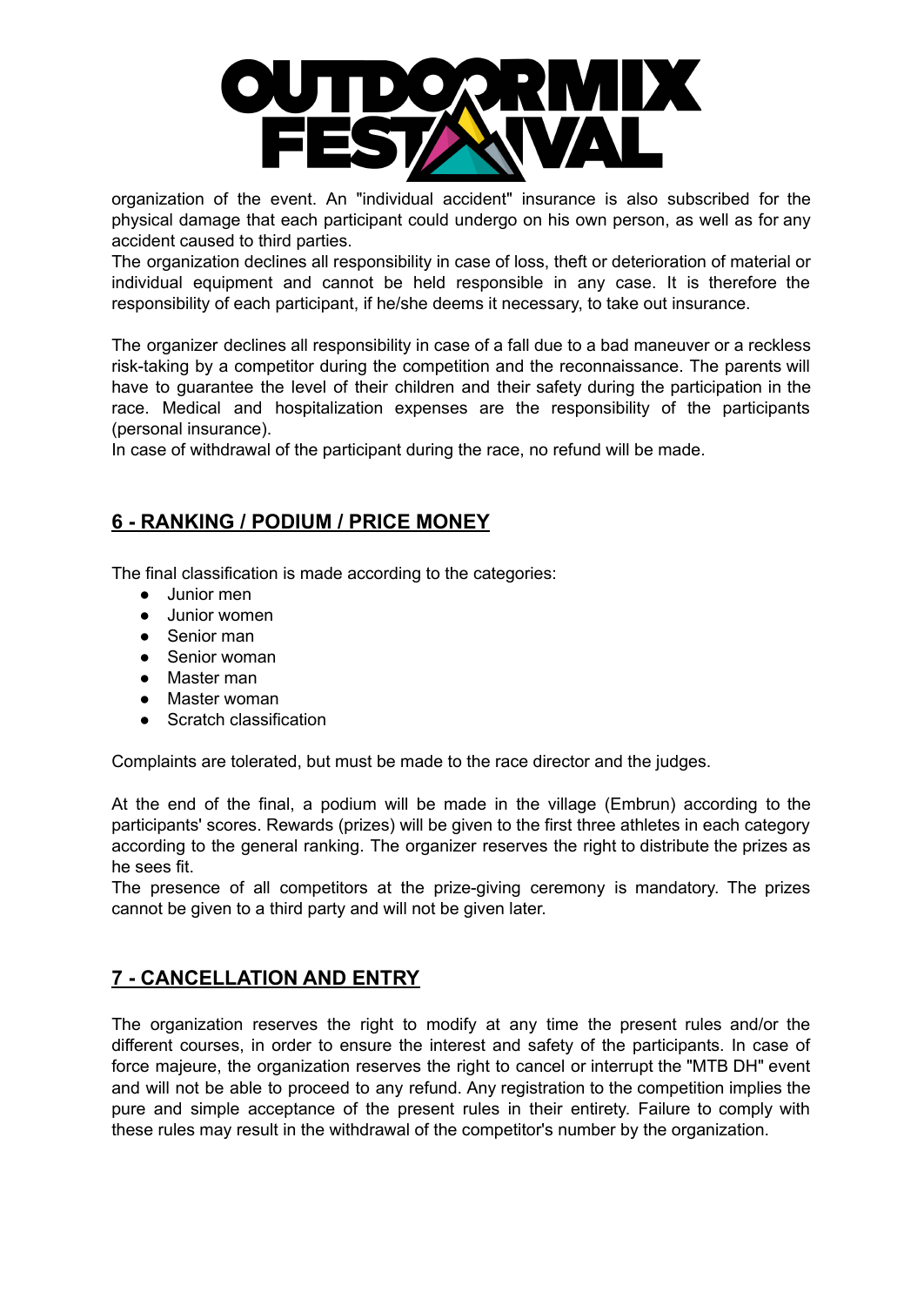organization of the event. An "individual accident" insurance is also subscribed for the physical damage that each participant could undergo on his own person, as well as for any accident caused to third parties.
The organization declines all responsibility in case of loss, theft or deterioration of material or individual equipment and cannot be held responsible in any case. It is therefore the responsibility of each participant, if he/she deems it necessary, to take out insurance.

The organizer declines all responsibility in case of a fall due to a bad maneuver or a reckless risk-taking by a competitor during the competition and the reconnaissance. The parents will have to guarantee the level of their children and their safety during the participation in the race. Medical and hospitalization expenses are the responsibility of the participants (personal insurance).
In case of withdrawal of the participant during the race, no refund will be made.

## 6 - RANKING / PODIUM / PRICE MONEY

The final classification is made according to the categories:

- Junior men
- Junior women
- Senior man
- Senior woman
- Master man
- Master woman
- Scratch classification

Complaints are tolerated, but must be made to the race director and the judges.

At the end of the final, a podium will be made in the village (Embrun) according to the participants' scores. Rewards (prizes) will be given to the first three athletes in each category according to the general ranking. The organizer reserves the right to distribute the prizes as he sees fit.
The presence of all competitors at the prize-giving ceremony is mandatory. The prizes cannot be given to a third party and will not be given later.

## 7 - CANCELLATION AND ENTRY

The organization reserves the right to modify at any time the present rules and/or the different courses, in order to ensure the interest and safety of the participants. In case of force majeure, the organization reserves the right to cancel or interrupt the "MTB DH" event and will not be able to proceed to any refund. Any registration to the competition implies the pure and simple acceptance of the present rules in their entirety. Failure to comply with these rules may result in the withdrawal of the competitor's number by the organization.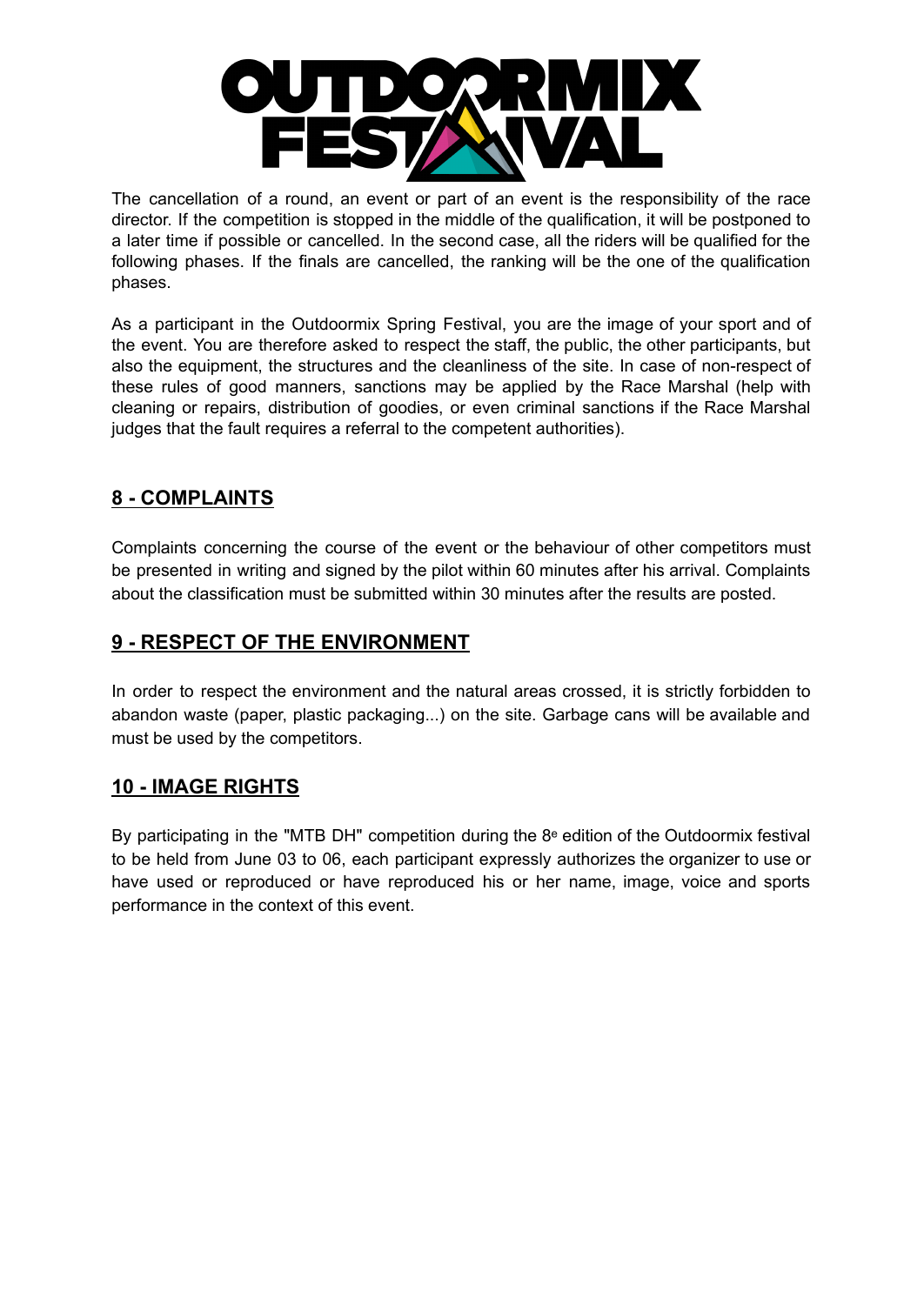The cancellation of a round, an event or part of an event is the responsibility of the race director. If the competition is stopped in the middle of the qualification, it will be postponed to a later time if possible or cancelled. In the second case, all the riders will be qualified for the following phases. If the finals are cancelled, the ranking will be the one of the qualification phases.

As a participant in the Outdoormix Spring Festival, you are the image of your sport and of the event. You are therefore asked to respect the staff, the public, the other participants, but also the equipment, the structures and the cleanliness of the site. In case of non-respect of these rules of good manners, sanctions may be applied by the Race Marshal (help with cleaning or repairs, distribution of goodies, or even criminal sanctions if the Race Marshal judges that the fault requires a referral to the competent authorities).

## 8 - COMPLAINTS

Complaints concerning the course of the event or the behaviour of other competitors must be presented in writing and signed by the pilot within 60 minutes after his arrival. Complaints about the classification must be submitted within 30 minutes after the results are posted.

## 9 - RESPECT OF THE ENVIRONMENT

In order to respect the environment and the natural areas crossed, it is strictly forbidden to abandon waste (paper, plastic packaging...) on the site. Garbage cans will be available and must be used by the competitors.

## 10 - IMAGE RIGHTS

By participating in the "MTB DH" competition during the 8e edition of the Outdoormix festival to be held from June 03 to 06, each participant expressly authorizes the organizer to use or have used or reproduced or have reproduced his or her name, image, voice and sports performance in the context of this event.